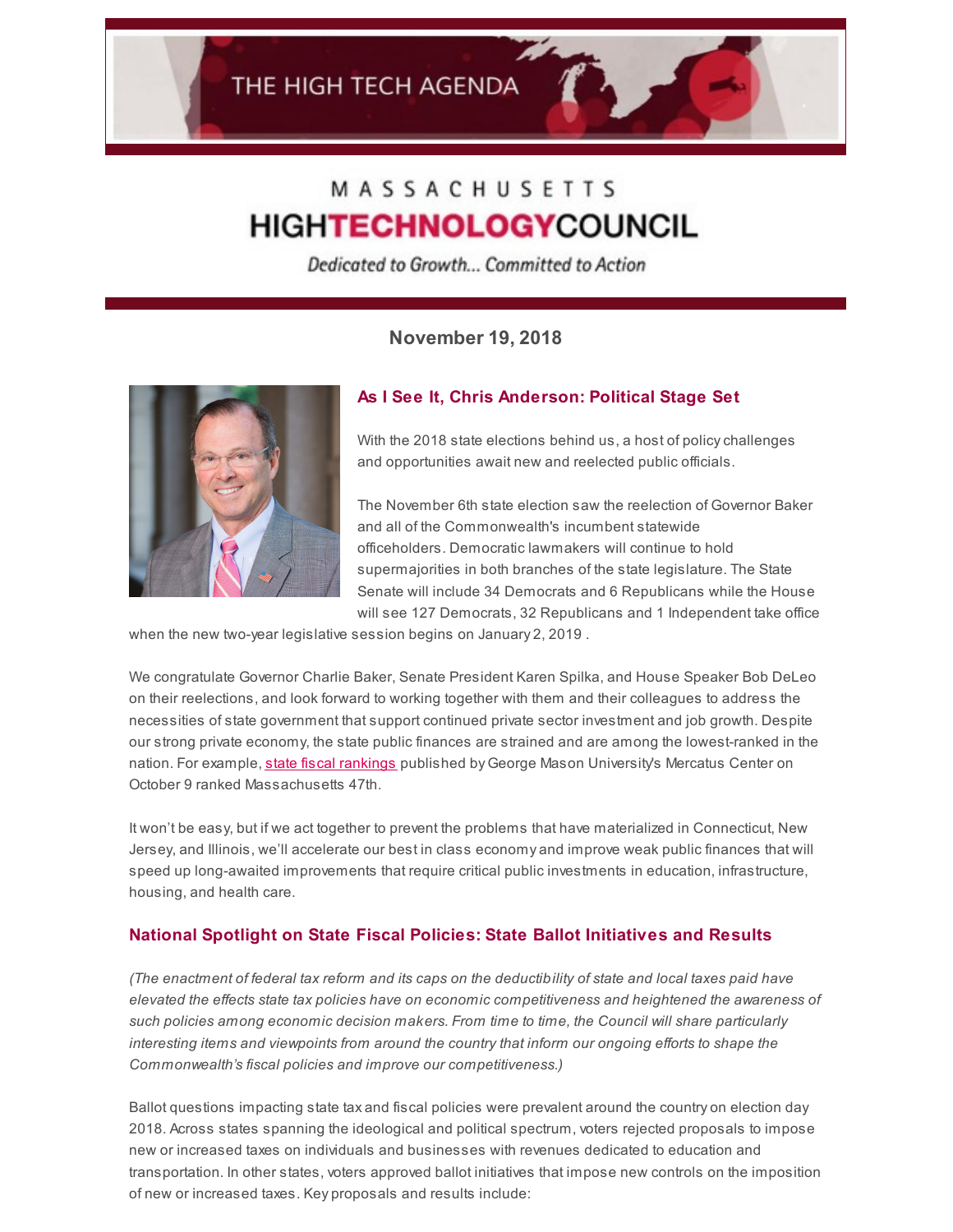# THE HIGH TECH AGENDA

MASSACHUSETTS HIGHTECHNOLOGYCOUNCIL

*Dedicated to Growth... Committed to Action*

**November 19, 2018**

## As I See It, Chris Anderson: Political Stage Set

With the 2018 state elections behind us, a host of policy challenges and opportunities await new and reelected public officials.

The November 6th state election saw the reelection of Governor Baker and all of the Commonwealth's incumbent statewide officeholders. Democratic lawmakers will continue to hold supermajorities in both branches of the state legislature. The State Senate will include 34 Democrats and 6 Republicans while the House will see 127 Democrats, 32 Republicans and 1 Independent take office when the new two-year legislative session begins on January 2, 2019 .

We congratulate Governor Charlie Baker, Senate President Karen Spilka, and House Speaker Bob DeLeo on their reelections, and look forward to working together with them and their colleagues to address the necessities of state government that support continued private sector investment and job growth. Despite our strong private economy, the state public finances are strained and are among the lowest-ranked in the nation. For example, state fiscal rankings published by George Mason University's Mercatus Center on October 9 ranked Massachusetts 47th.

It won't be easy, but if we act together to prevent the problems that have materialized in Connecticut, New Jersey, and Illinois, we'll accelerate our best in class economy and improve weak public finances that will speed up long-awaited improvements that require critical public investments in education, infrastructure, housing, and health care.

## National Spotlight on State Fiscal Policies: State Ballot Initiatives and Results

*(The enactment of federal tax reform and its caps on the deductibility of state and local taxes paid have elevated the effects state tax policies have on economic competitiveness and heightened the awareness of such policies among economic decision makers. From time to time, the Council will share particularly interesting items and viewpoints from around the country that inform our ongoing efforts to shape the Commonwealth's fiscal policies and improve our competitiveness.)*

Ballot questions impacting state tax and fiscal policies were prevalent around the country on election day 2018. Across states spanning the ideological and political spectrum, voters rejected proposals to impose new or increased taxes on individuals and businesses with revenues dedicated to education and transportation. In other states, voters approved ballot initiatives that impose new controls on the imposition of new or increased taxes. Key proposals and results include: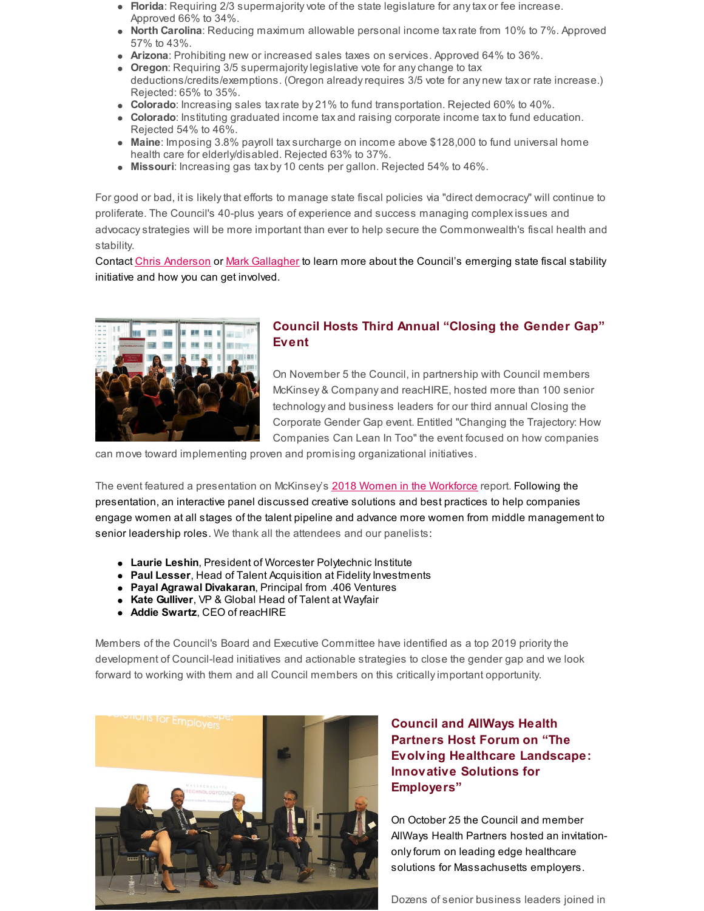- **Florida**: Requiring 2/3 supermajority vote of the state legislature for any tax or fee increase. Approved 66% to 34%.
- **North Carolina**: Reducing maximum allowable personal income tax rate from 10% to 7%. Approved 57% to 43%.
- **Arizona**: Prohibiting new or increased sales taxes on services. Approved 64% to 36%.
- **Oregon**: Requiring 3/5 supermajority legislative vote for any change to tax deductions/credits/exemptions. (Oregon already requires 3/5 vote for any new tax or rate increase.) Rejected: 65% to 35%.
- **Colorado**: Increasing sales tax rate by 21% to fund transportation. Rejected 60% to 40%.
- **Colorado**: Instituting graduated income tax and raising corporate income tax to fund education. Rejected 54% to 46%.
- **Maine**: Imposing 3.8% payroll tax surcharge on income above $128,000 to fund universal home health care for elderly/disabled. Rejected 63% to 37%.
- **Missouri**: Increasing gas tax by 10 cents per gallon. Rejected 54% to 46%.

For good or bad, it is likely that efforts to manage state fiscal policies via "direct democracy" will continue to proliferate. The Council's 40-plus years of experience and success managing complex issues and advocacy strategies will be more important than ever to help secure the Commonwealth's fiscal health and stability.

Contact Chris Anderson or Mark Gallagher to learn more about the Council's emerging state fiscal stability initiative and how you can get involved.

## Council Hosts Third Annual "Closing the Gender Gap" Event

On November 5 the Council, in partnership with Council members McKinsey & Company and reacHIRE, hosted more than 100 senior technology and business leaders for our third annual Closing the Corporate Gender Gap event. Entitled "Changing the Trajectory: How Companies Can Lean In Too" the event focused on how companies can move toward implementing proven and promising organizational initiatives.

The event featured a presentation on McKinsey's 2018 Women in the Workforce report. Following the presentation, an interactive panel discussed creative solutions and best practices to help companies engage women at all stages of the talent pipeline and advance more women from middle management to senior leadership roles. We thank all the attendees and our panelists:

- **Laurie Leshin**, President of Worcester Polytechnic Institute
- **Paul Lesser**, Head of Talent Acquisition at Fidelity Investments
- **Payal Agrawal Divakaran**, Principal from .406 Ventures
- **Kate Gulliver**, VP & Global Head of Talent at Wayfair
- **Addie Swartz**, CEO of reacHIRE

Members of the Council's Board and Executive Committee have identified as a top 2019 priority the development of Council-lead initiatives and actionable strategies to close the gender gap and we look forward to working with them and all Council members on this critically important opportunity.

## Council and AllWays Health Partners Host Forum on "The Evolving Healthcare Landscape: Innovative Solutions for Employers"

On October 25 the Council and member AllWays Health Partners hosted an invitation-only forum on leading edge healthcare solutions for Massachusetts employers.

Dozens of senior business leaders joined in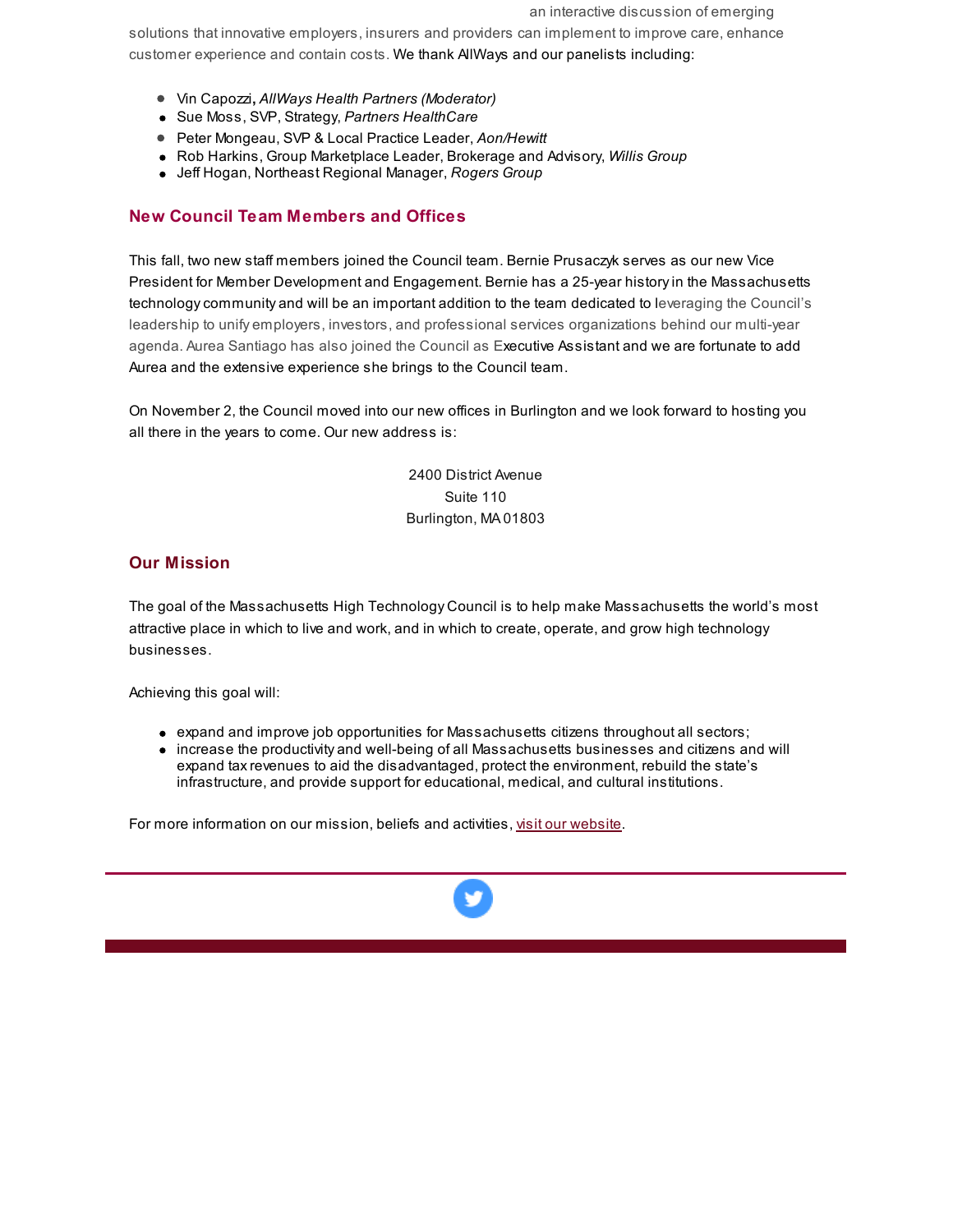an interactive discussion of emerging solutions that innovative employers, insurers and providers can implement to improve care, enhance customer experience and contain costs. We thank AllWays and our panelists including:

- Vin Capozzi, *AllWays Health Partners (Moderator)*
- Sue Moss, SVP, Strategy, *Partners HealthCare*
- Peter Mongeau, SVP & Local Practice Leader, *Aon/Hewitt*
- Rob Harkins, Group Marketplace Leader, Brokerage and Advisory, *Willis Group*
- Jeff Hogan, Northeast Regional Manager, *Rogers Group*

## New Council Team Members and Offices

This fall, two new staff members joined the Council team. Bernie Prusaczyk serves as our new Vice President for Member Development and Engagement. Bernie has a 25-year history in the Massachusetts technology community and will be an important addition to the team dedicated to leveraging the Council's leadership to unify employers, investors, and professional services organizations behind our multi-year agenda. Aurea Santiago has also joined the Council as Executive Assistant and we are fortunate to add Aurea and the extensive experience she brings to the Council team.

On November 2, the Council moved into our new offices in Burlington and we look forward to hosting you all there in the years to come. Our new address is:

2400 District Avenue
Suite 110
Burlington, MA 01803

## Our Mission

The goal of the Massachusetts High Technology Council is to help make Massachusetts the world's most attractive place in which to live and work, and in which to create, operate, and grow high technology businesses.

Achieving this goal will:

- expand and improve job opportunities for Massachusetts citizens throughout all sectors;
- increase the productivity and well-being of all Massachusetts businesses and citizens and will expand tax revenues to aid the disadvantaged, protect the environment, rebuild the state's infrastructure, and provide support for educational, medical, and cultural institutions.

For more information on our mission, beliefs and activities, visit our website.